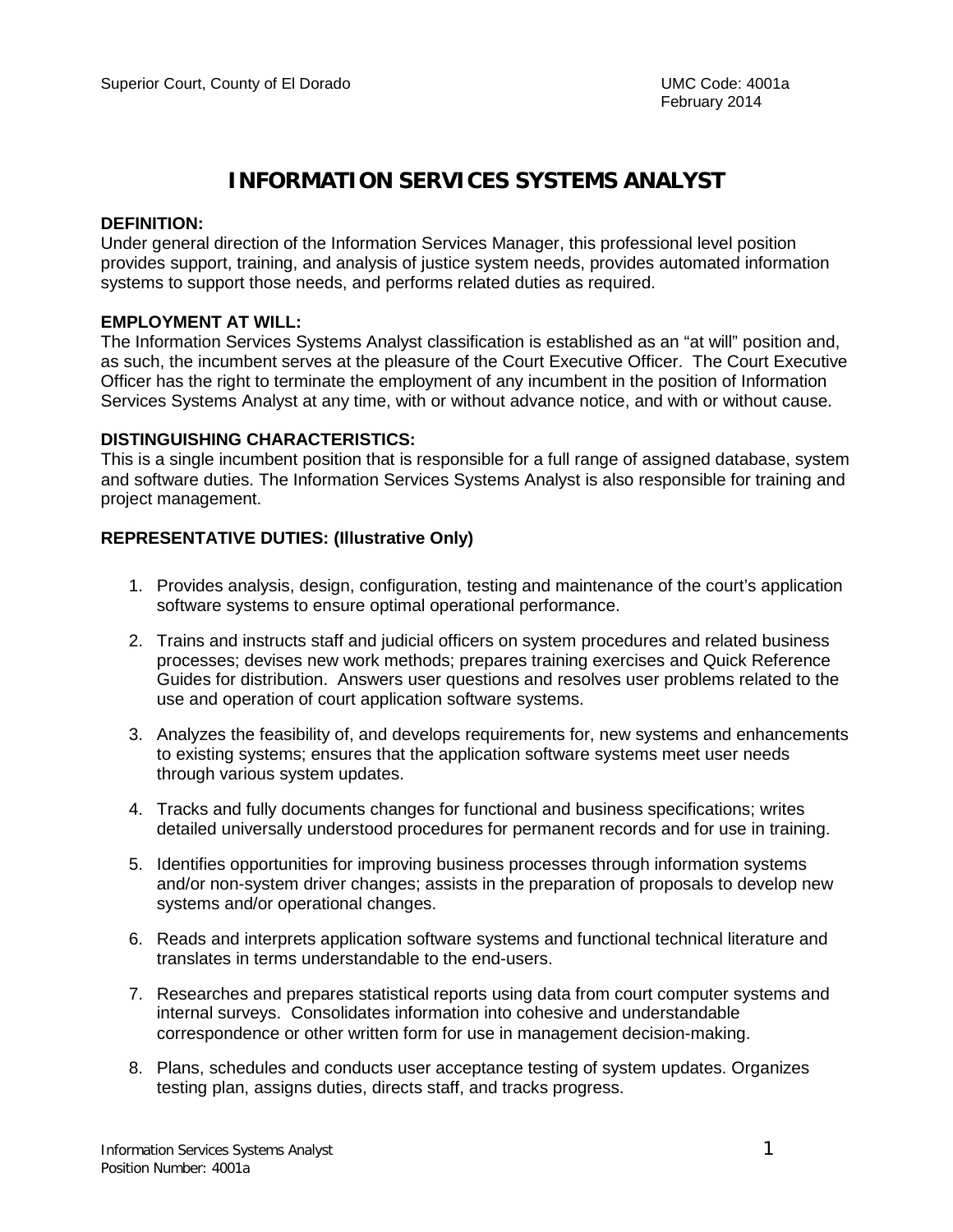Superior Court, County of El Dorado UMC Code: 4001a
February 2014

# INFORMATION SERVICES SYSTEMS ANALYST

**DEFINITION:**
Under general direction of the Information Services Manager, this professional level position provides support, training, and analysis of justice system needs, provides automated information systems to support those needs, and performs related duties as required.

**EMPLOYMENT AT WILL:**
The Information Services Systems Analyst classification is established as an "at will" position and, as such, the incumbent serves at the pleasure of the Court Executive Officer. The Court Executive Officer has the right to terminate the employment of any incumbent in the position of Information Services Systems Analyst at any time, with or without advance notice, and with or without cause.

**DISTINGUISHING CHARACTERISTICS:**
This is a single incumbent position that is responsible for a full range of assigned database, system and software duties. The Information Services Systems Analyst is also responsible for training and project management.

**REPRESENTATIVE DUTIES: (Illustrative Only)**

1. Provides analysis, design, configuration, testing and maintenance of the court's application software systems to ensure optimal operational performance.
2. Trains and instructs staff and judicial officers on system procedures and related business processes; devises new work methods; prepares training exercises and Quick Reference Guides for distribution. Answers user questions and resolves user problems related to the use and operation of court application software systems.
3. Analyzes the feasibility of, and develops requirements for, new systems and enhancements to existing systems; ensures that the application software systems meet user needs through various system updates.
4. Tracks and fully documents changes for functional and business specifications; writes detailed universally understood procedures for permanent records and for use in training.
5. Identifies opportunities for improving business processes through information systems and/or non-system driver changes; assists in the preparation of proposals to develop new systems and/or operational changes.
6. Reads and interprets application software systems and functional technical literature and translates in terms understandable to the end-users.
7. Researches and prepares statistical reports using data from court computer systems and internal surveys. Consolidates information into cohesive and understandable correspondence or other written form for use in management decision-making.
8. Plans, schedules and conducts user acceptance testing of system updates. Organizes testing plan, assigns duties, directs staff, and tracks progress.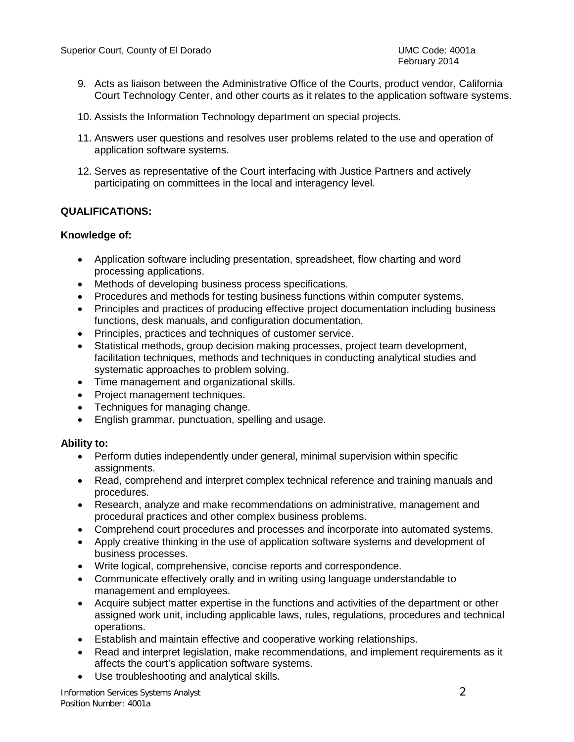9. Acts as liaison between the Administrative Office of the Courts, product vendor, California Court Technology Center, and other courts as it relates to the application software systems.

10. Assists the Information Technology department on special projects.

11. Answers user questions and resolves user problems related to the use and operation of application software systems.

12. Serves as representative of the Court interfacing with Justice Partners and actively participating on committees in the local and interagency level.

**QUALIFICATIONS:**

**Knowledge of:**

- Application software including presentation, spreadsheet, flow charting and word processing applications.
- Methods of developing business process specifications.
- Procedures and methods for testing business functions within computer systems.
- Principles and practices of producing effective project documentation including business functions, desk manuals, and configuration documentation.
- Principles, practices and techniques of customer service.
- Statistical methods, group decision making processes, project team development, facilitation techniques, methods and techniques in conducting analytical studies and systematic approaches to problem solving.
- Time management and organizational skills.
- Project management techniques.
- Techniques for managing change.
- English grammar, punctuation, spelling and usage.

**Ability to:**

- Perform duties independently under general, minimal supervision within specific assignments.
- Read, comprehend and interpret complex technical reference and training manuals and procedures.
- Research, analyze and make recommendations on administrative, management and procedural practices and other complex business problems.
- Comprehend court procedures and processes and incorporate into automated systems.
- Apply creative thinking in the use of application software systems and development of business processes.
- Write logical, comprehensive, concise reports and correspondence.
- Communicate effectively orally and in writing using language understandable to management and employees.
- Acquire subject matter expertise in the functions and activities of the department or other assigned work unit, including applicable laws, rules, regulations, procedures and technical operations.
- Establish and maintain effective and cooperative working relationships.
- Read and interpret legislation, make recommendations, and implement requirements as it affects the court's application software systems.
- Use troubleshooting and analytical skills.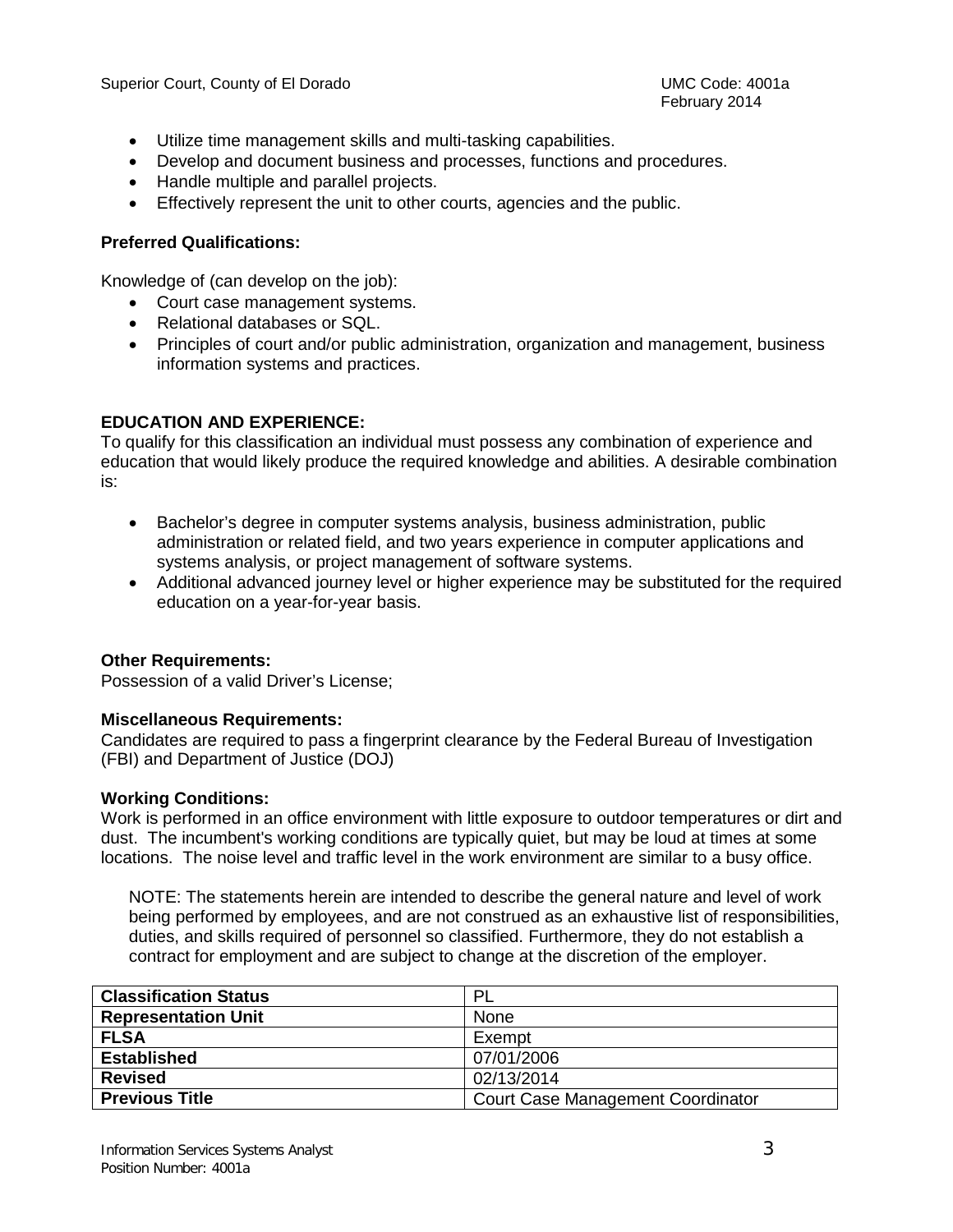- Utilize time management skills and multi-tasking capabilities.
- Develop and document business and processes, functions and procedures.
- Handle multiple and parallel projects.
- Effectively represent the unit to other courts, agencies and the public.

**Preferred Qualifications:**

Knowledge of (can develop on the job):

- Court case management systems.
- Relational databases or SQL.
- Principles of court and/or public administration, organization and management, business information systems and practices.

**EDUCATION AND EXPERIENCE:**

To qualify for this classification an individual must possess any combination of experience and education that would likely produce the required knowledge and abilities. A desirable combination is:

- Bachelor's degree in computer systems analysis, business administration, public administration or related field, and two years experience in computer applications and systems analysis, or project management of software systems.
- Additional advanced journey level or higher experience may be substituted for the required education on a year-for-year basis.

**Other Requirements:**

Possession of a valid Driver's License;

**Miscellaneous Requirements:**

Candidates are required to pass a fingerprint clearance by the Federal Bureau of Investigation (FBI) and Department of Justice (DOJ)

**Working Conditions:**

Work is performed in an office environment with little exposure to outdoor temperatures or dirt and dust. The incumbent's working conditions are typically quiet, but may be loud at times at some locations. The noise level and traffic level in the work environment are similar to a busy office.

NOTE: The statements herein are intended to describe the general nature and level of work being performed by employees, and are not construed as an exhaustive list of responsibilities, duties, and skills required of personnel so classified. Furthermore, they do not establish a contract for employment and are subject to change at the discretion of the employer.

| | |
|---|---|
| **Classification Status** | PL |
| **Representation Unit** | None |
| **FLSA** | Exempt |
| **Established** | 07/01/2006 |
| **Revised** | 02/13/2014 |
| **Previous Title** | Court Case Management Coordinator |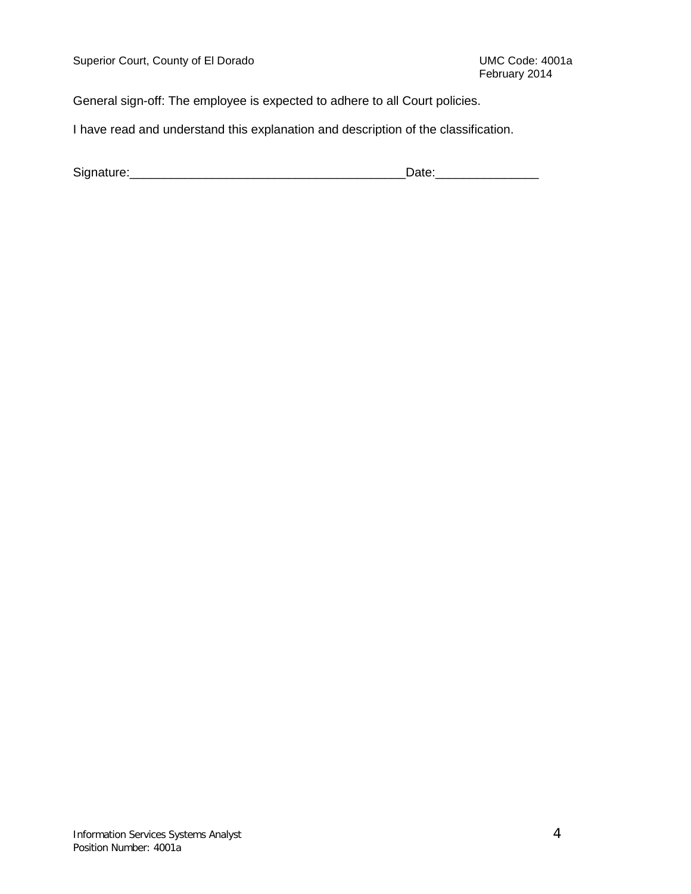General sign-off: The employee is expected to adhere to all Court policies.

I have read and understand this explanation and description of the classification.

Signature:_______________________________________Date:______________